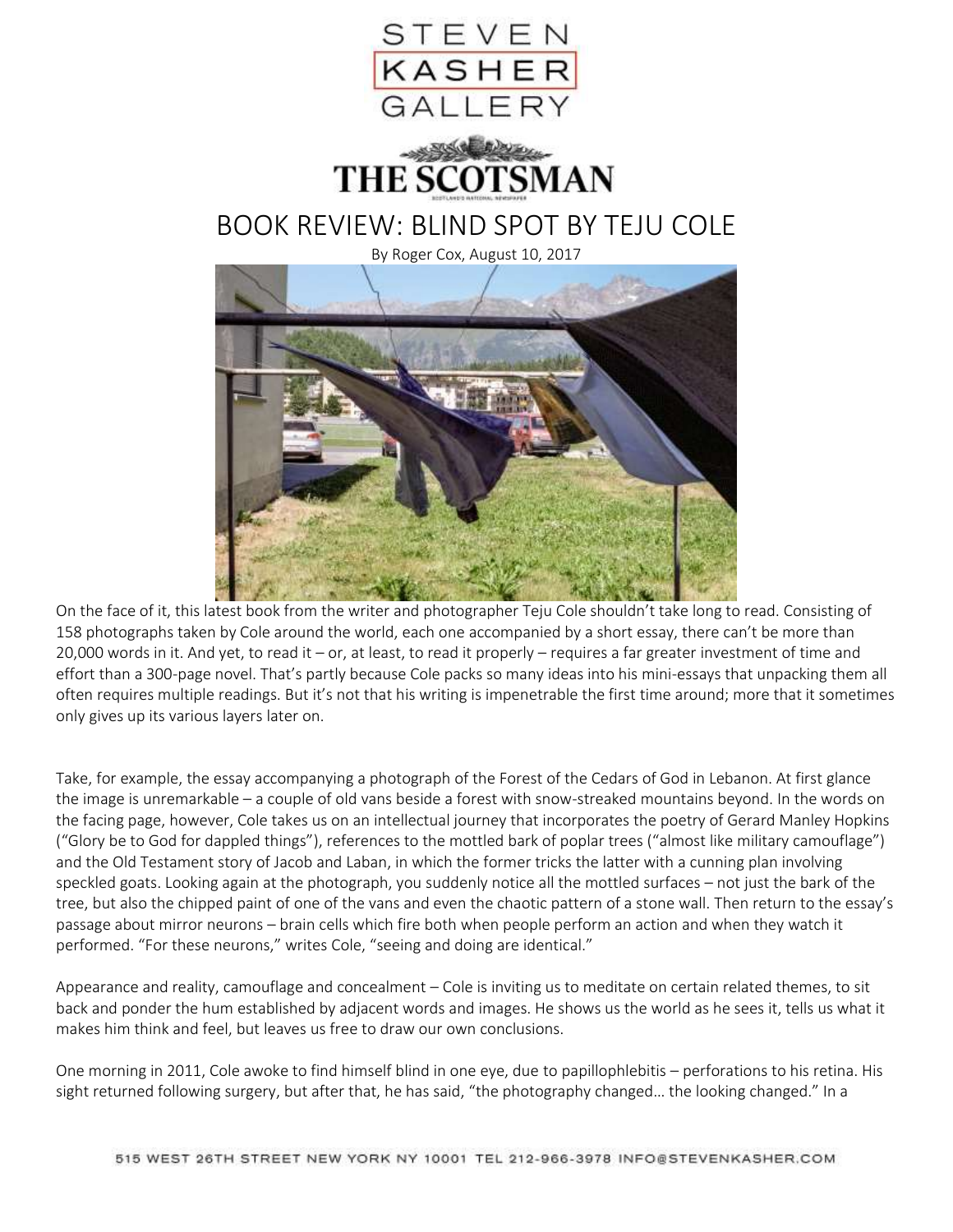STEVEN KASHER GALLERY

THE SCOTSMAN

# BOOK REVIEW: BLIND SPOT BY TEJU COLE

By Roger Cox, August 10, 2017

On the face of it, this latest book from the writer and photographer Teju Cole shouldn't take long to read. Consisting of 158 photographs taken by Cole around the world, each one accompanied by a short essay, there can't be more than 20,000 words in it. And yet, to read it – or, at least, to read it properly – requires a far greater investment of time and effort than a 300-page novel. That's partly because Cole packs so many ideas into his mini-essays that unpacking them all often requires multiple readings. But it's not that his writing is impenetrable the first time around; more that it sometimes only gives up its various layers later on.

Take, for example, the essay accompanying a photograph of the Forest of the Cedars of God in Lebanon. At first glance the image is unremarkable – a couple of old vans beside a forest with snow-streaked mountains beyond. In the words on the facing page, however, Cole takes us on an intellectual journey that incorporates the poetry of Gerard Manley Hopkins ("Glory be to God for dappled things"), references to the mottled bark of poplar trees ("almost like military camouflage") and the Old Testament story of Jacob and Laban, in which the former tricks the latter with a cunning plan involving speckled goats. Looking again at the photograph, you suddenly notice all the mottled surfaces – not just the bark of the tree, but also the chipped paint of one of the vans and even the chaotic pattern of a stone wall. Then return to the essay's passage about mirror neurons – brain cells which fire both when people perform an action and when they watch it performed. "For these neurons," writes Cole, "seeing and doing are identical."

Appearance and reality, camouflage and concealment – Cole is inviting us to meditate on certain related themes, to sit back and ponder the hum established by adjacent words and images. He shows us the world as he sees it, tells us what it makes him think and feel, but leaves us free to draw our own conclusions.

One morning in 2011, Cole awoke to find himself blind in one eye, due to papillophlebitis – perforations to his retina. His sight returned following surgery, but after that, he has said, "the photography changed… the looking changed." In a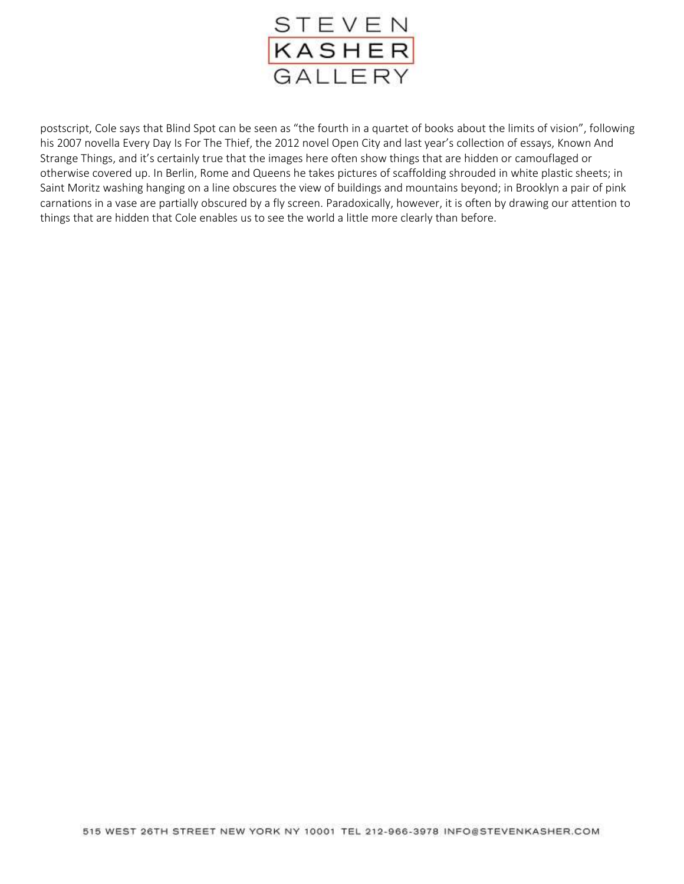postscript, Cole says that Blind Spot can be seen as "the fourth in a quartet of books about the limits of vision", following his 2007 novella Every Day Is For The Thief, the 2012 novel Open City and last year's collection of essays, Known And Strange Things, and it's certainly true that the images here often show things that are hidden or camouflaged or otherwise covered up. In Berlin, Rome and Queens he takes pictures of scaffolding shrouded in white plastic sheets; in Saint Moritz washing hanging on a line obscures the view of buildings and mountains beyond; in Brooklyn a pair of pink carnations in a vase are partially obscured by a fly screen. Paradoxically, however, it is often by drawing our attention to things that are hidden that Cole enables us to see the world a little more clearly than before.